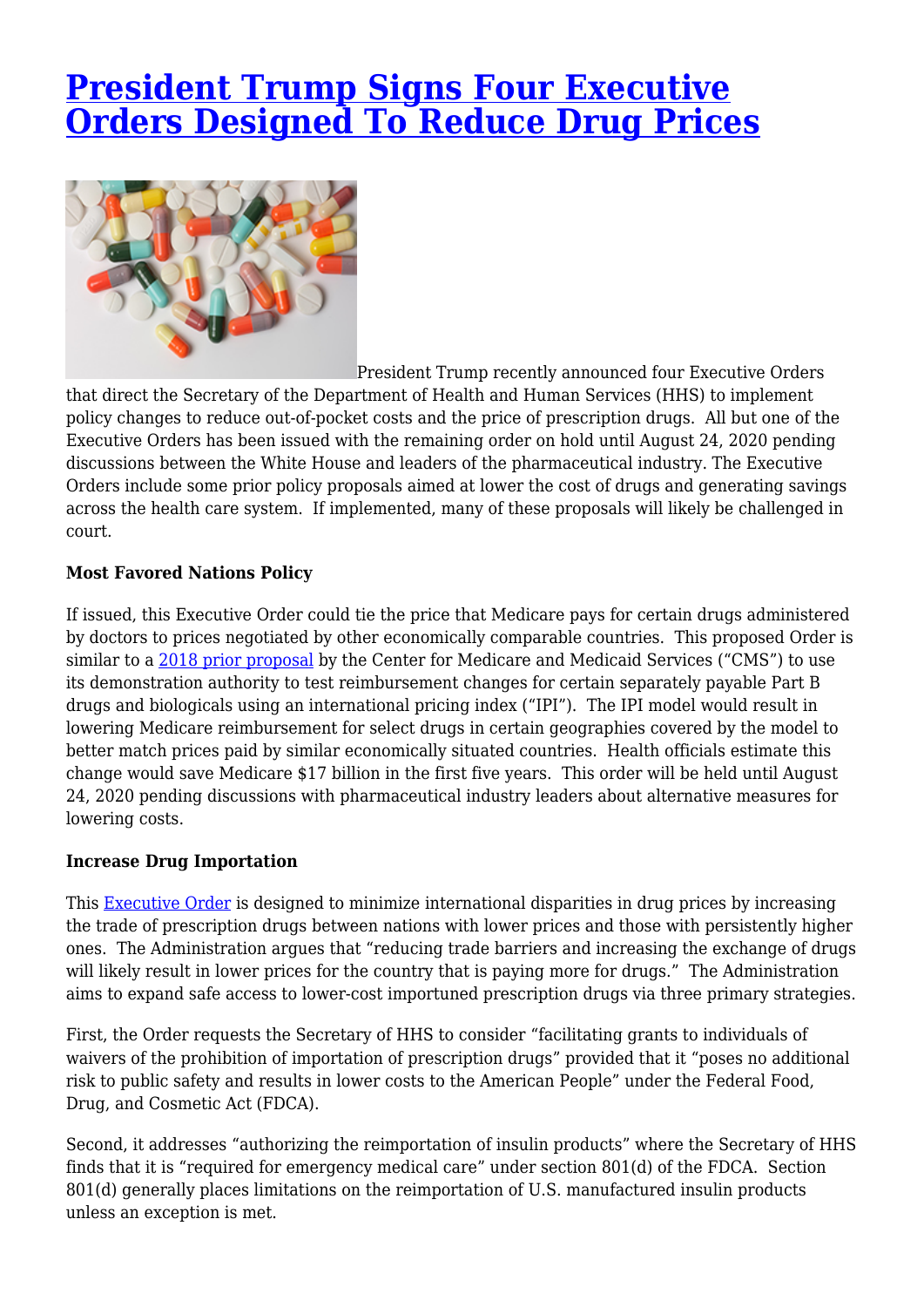# President Trump Signs Four Executive Orders Designed To Reduce Drug Prices

President Trump recently announced four Executive Orders that direct the Secretary of the Department of Health and Human Services (HHS) to implement policy changes to reduce out-of-pocket costs and the price of prescription drugs. All but one of the Executive Orders has been issued with the remaining order on hold until August 24, 2020 pending discussions between the White House and leaders of the pharmaceutical industry. The Executive Orders include some prior policy proposals aimed at lower the cost of drugs and generating savings across the health care system. If implemented, many of these proposals will likely be challenged in court.

**Most Favored Nations Policy**

If issued, this Executive Order could tie the price that Medicare pays for certain drugs administered by doctors to prices negotiated by other economically comparable countries. This proposed Order is similar to a 2018 prior proposal by the Center for Medicare and Medicaid Services ("CMS") to use its demonstration authority to test reimbursement changes for certain separately payable Part B drugs and biologicals using an international pricing index ("IPI"). The IPI model would result in lowering Medicare reimbursement for select drugs in certain geographies covered by the model to better match prices paid by similar economically situated countries. Health officials estimate this change would save Medicare $17 billion in the first five years. This order will be held until August 24, 2020 pending discussions with pharmaceutical industry leaders about alternative measures for lowering costs.

**Increase Drug Importation**

This Executive Order is designed to minimize international disparities in drug prices by increasing the trade of prescription drugs between nations with lower prices and those with persistently higher ones. The Administration argues that "reducing trade barriers and increasing the exchange of drugs will likely result in lower prices for the country that is paying more for drugs." The Administration aims to expand safe access to lower-cost importuned prescription drugs via three primary strategies.

First, the Order requests the Secretary of HHS to consider "facilitating grants to individuals of waivers of the prohibition of importation of prescription drugs" provided that it "poses no additional risk to public safety and results in lower costs to the American People" under the Federal Food, Drug, and Cosmetic Act (FDCA).

Second, it addresses "authorizing the reimportation of insulin products" where the Secretary of HHS finds that it is "required for emergency medical care" under section 801(d) of the FDCA. Section 801(d) generally places limitations on the reimportation of U.S. manufactured insulin products unless an exception is met.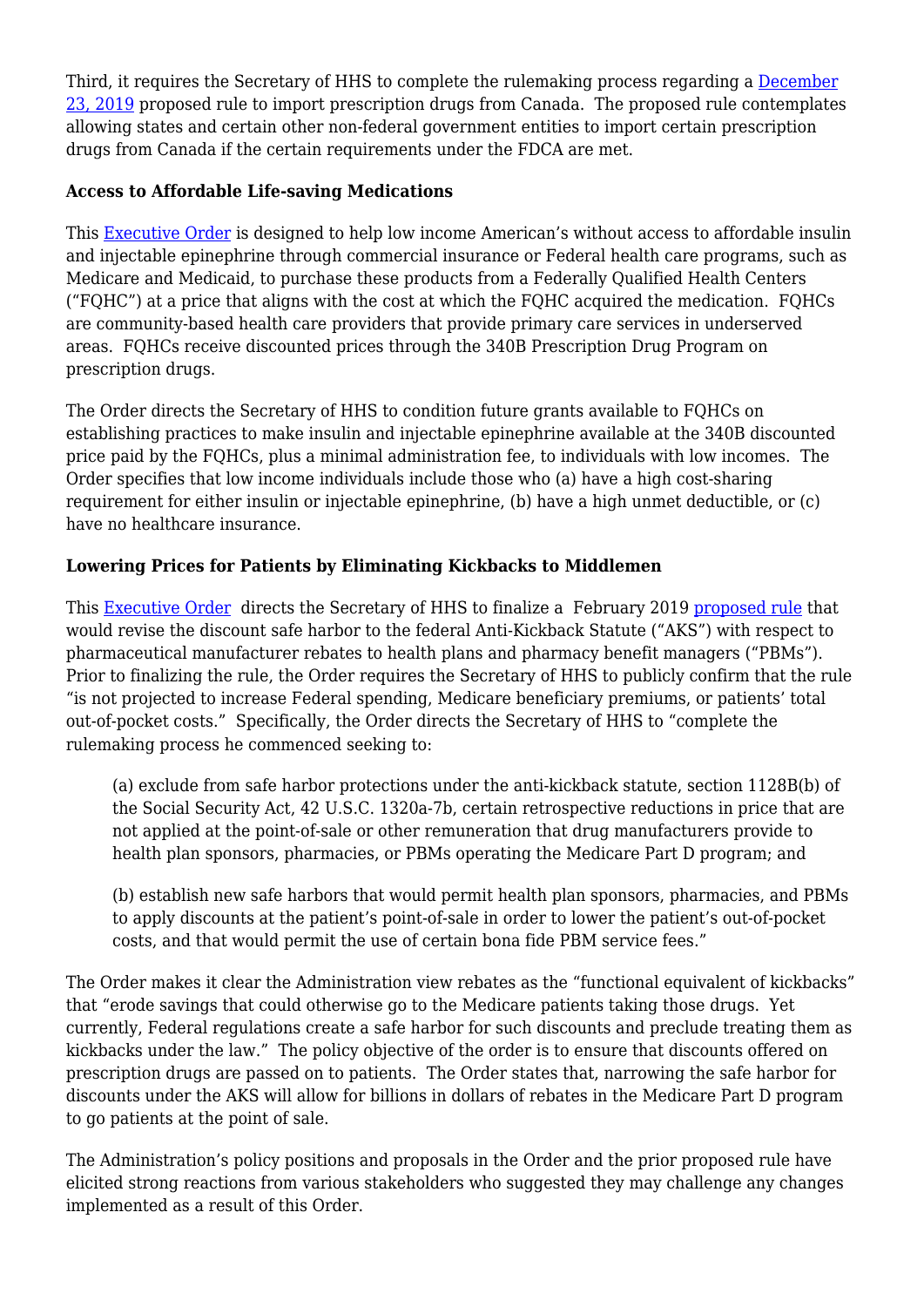Third, it requires the Secretary of HHS to complete the rulemaking process regarding a December 23, 2019 proposed rule to import prescription drugs from Canada. The proposed rule contemplates allowing states and certain other non-federal government entities to import certain prescription drugs from Canada if the certain requirements under the FDCA are met.

**Access to Affordable Life-saving Medications**

This Executive Order is designed to help low income American's without access to affordable insulin and injectable epinephrine through commercial insurance or Federal health care programs, such as Medicare and Medicaid, to purchase these products from a Federally Qualified Health Centers ("FQHC") at a price that aligns with the cost at which the FQHC acquired the medication. FQHCs are community-based health care providers that provide primary care services in underserved areas. FQHCs receive discounted prices through the 340B Prescription Drug Program on prescription drugs.

The Order directs the Secretary of HHS to condition future grants available to FQHCs on establishing practices to make insulin and injectable epinephrine available at the 340B discounted price paid by the FQHCs, plus a minimal administration fee, to individuals with low incomes. The Order specifies that low income individuals include those who (a) have a high cost-sharing requirement for either insulin or injectable epinephrine, (b) have a high unmet deductible, or (c) have no healthcare insurance.

**Lowering Prices for Patients by Eliminating Kickbacks to Middlemen**

This Executive Order directs the Secretary of HHS to finalize a February 2019 proposed rule that would revise the discount safe harbor to the federal Anti-Kickback Statute ("AKS") with respect to pharmaceutical manufacturer rebates to health plans and pharmacy benefit managers ("PBMs"). Prior to finalizing the rule, the Order requires the Secretary of HHS to publicly confirm that the rule "is not projected to increase Federal spending, Medicare beneficiary premiums, or patients' total out-of-pocket costs." Specifically, the Order directs the Secretary of HHS to "complete the rulemaking process he commenced seeking to:

> (a) exclude from safe harbor protections under the anti-kickback statute, section 1128B(b) of the Social Security Act, 42 U.S.C. 1320a-7b, certain retrospective reductions in price that are not applied at the point-of-sale or other remuneration that drug manufacturers provide to health plan sponsors, pharmacies, or PBMs operating the Medicare Part D program; and
>
> (b) establish new safe harbors that would permit health plan sponsors, pharmacies, and PBMs to apply discounts at the patient's point-of-sale in order to lower the patient's out-of-pocket costs, and that would permit the use of certain bona fide PBM service fees."

The Order makes it clear the Administration view rebates as the "functional equivalent of kickbacks" that "erode savings that could otherwise go to the Medicare patients taking those drugs. Yet currently, Federal regulations create a safe harbor for such discounts and preclude treating them as kickbacks under the law." The policy objective of the order is to ensure that discounts offered on prescription drugs are passed on to patients. The Order states that, narrowing the safe harbor for discounts under the AKS will allow for billions in dollars of rebates in the Medicare Part D program to go patients at the point of sale.

The Administration's policy positions and proposals in the Order and the prior proposed rule have elicited strong reactions from various stakeholders who suggested they may challenge any changes implemented as a result of this Order.